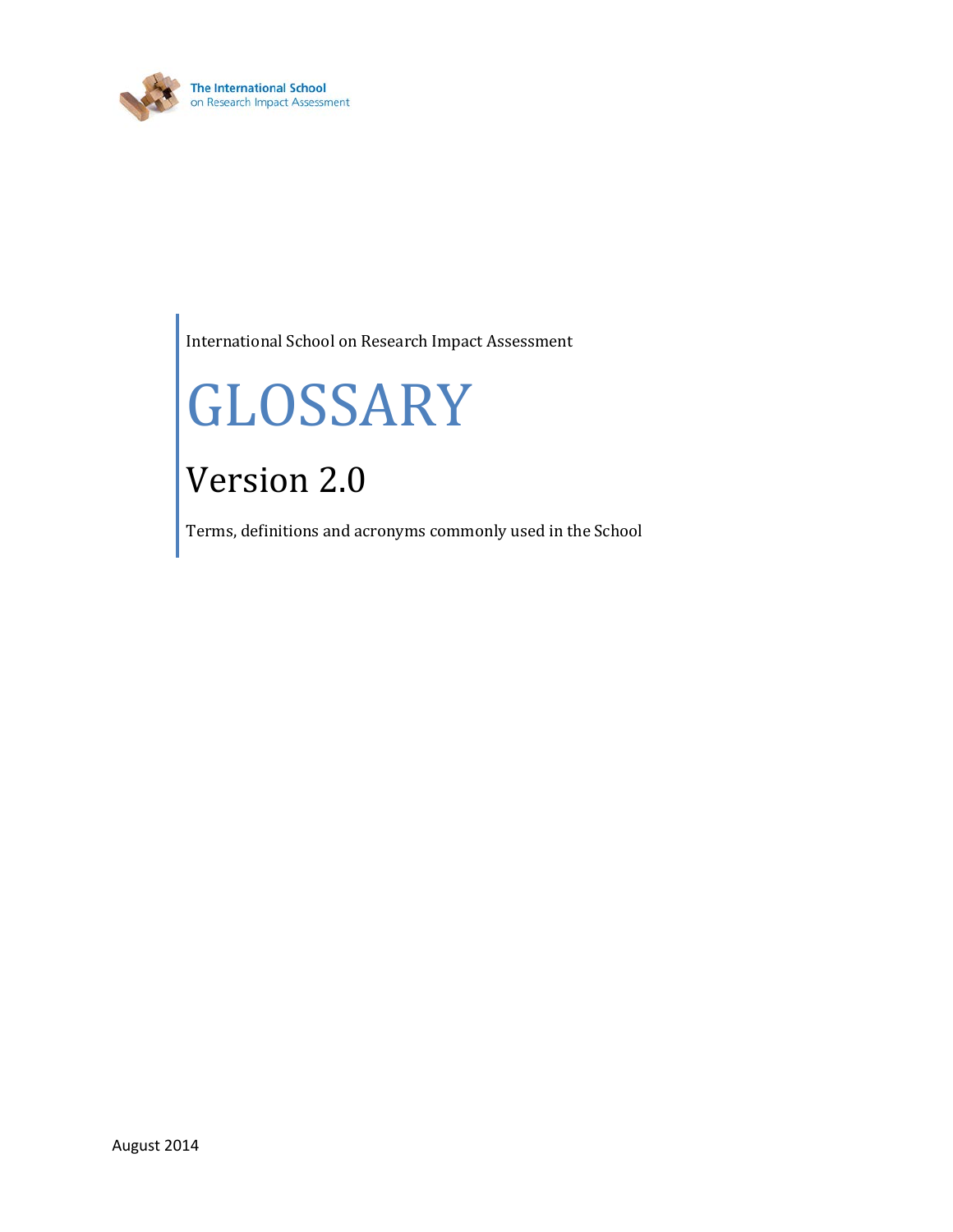The International School
on Research Impact Assessment

International School on Research Impact Assessment

# GLOSSARY

## Version 2.0

Terms, definitions and acronyms commonly used in the School

August 2014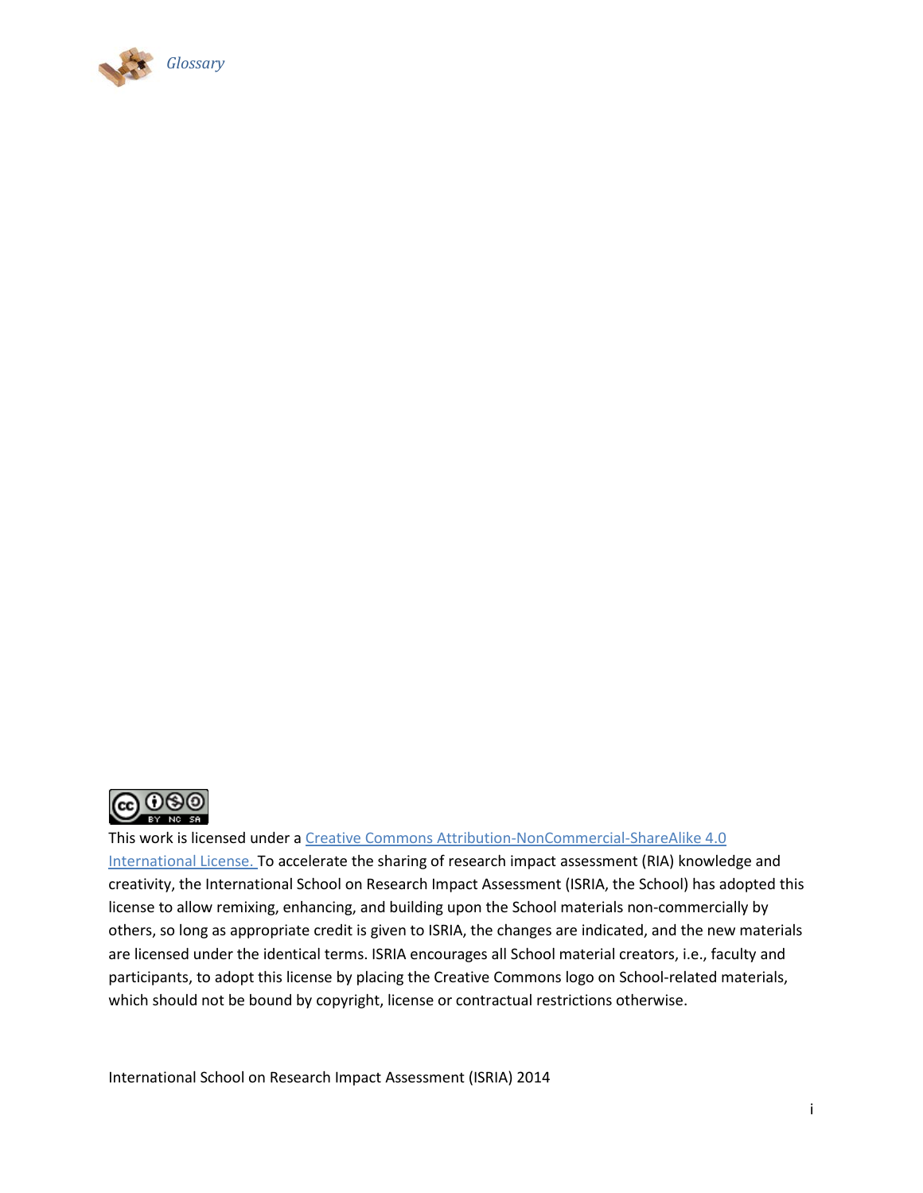This work is licensed under a [Creative Commons Attribution-NonCommercial-ShareAlike 4.0 International License.](http://creativecommons.org/licenses/by-nc-sa/4.0/) To accelerate the sharing of research impact assessment (RIA) knowledge and creativity, the International School on Research Impact Assessment (ISRIA, the School) has adopted this license to allow remixing, enhancing, and building upon the School materials non-commercially by others, so long as appropriate credit is given to ISRIA, the changes are indicated, and the new materials are licensed under the identical terms. ISRIA encourages all School material creators, i.e., faculty and participants, to adopt this license by placing the Creative Commons logo on School-related materials, which should not be bound by copyright, license or contractual restrictions otherwise.

International School on Research Impact Assessment (ISRIA) 2014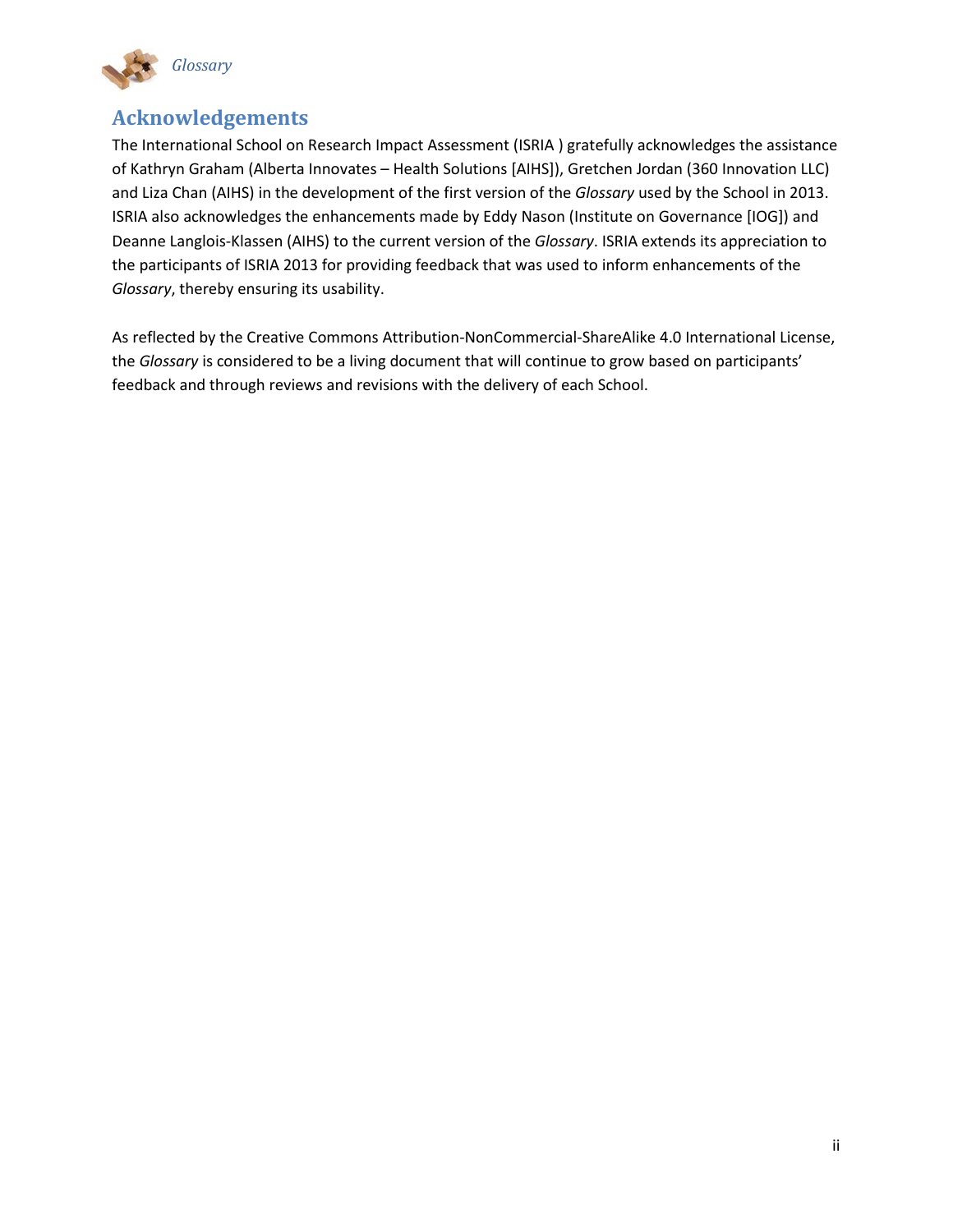## Acknowledgements

The International School on Research Impact Assessment (ISRIA ) gratefully acknowledges the assistance of Kathryn Graham (Alberta Innovates – Health Solutions [AIHS]), Gretchen Jordan (360 Innovation LLC) and Liza Chan (AIHS) in the development of the first version of the *Glossary* used by the School in 2013. ISRIA also acknowledges the enhancements made by Eddy Nason (Institute on Governance [IOG]) and Deanne Langlois-Klassen (AIHS) to the current version of the *Glossary*. ISRIA extends its appreciation to the participants of ISRIA 2013 for providing feedback that was used to inform enhancements of the *Glossary*, thereby ensuring its usability.

As reflected by the Creative Commons Attribution-NonCommercial-ShareAlike 4.0 International License, the *Glossary* is considered to be a living document that will continue to grow based on participants' feedback and through reviews and revisions with the delivery of each School.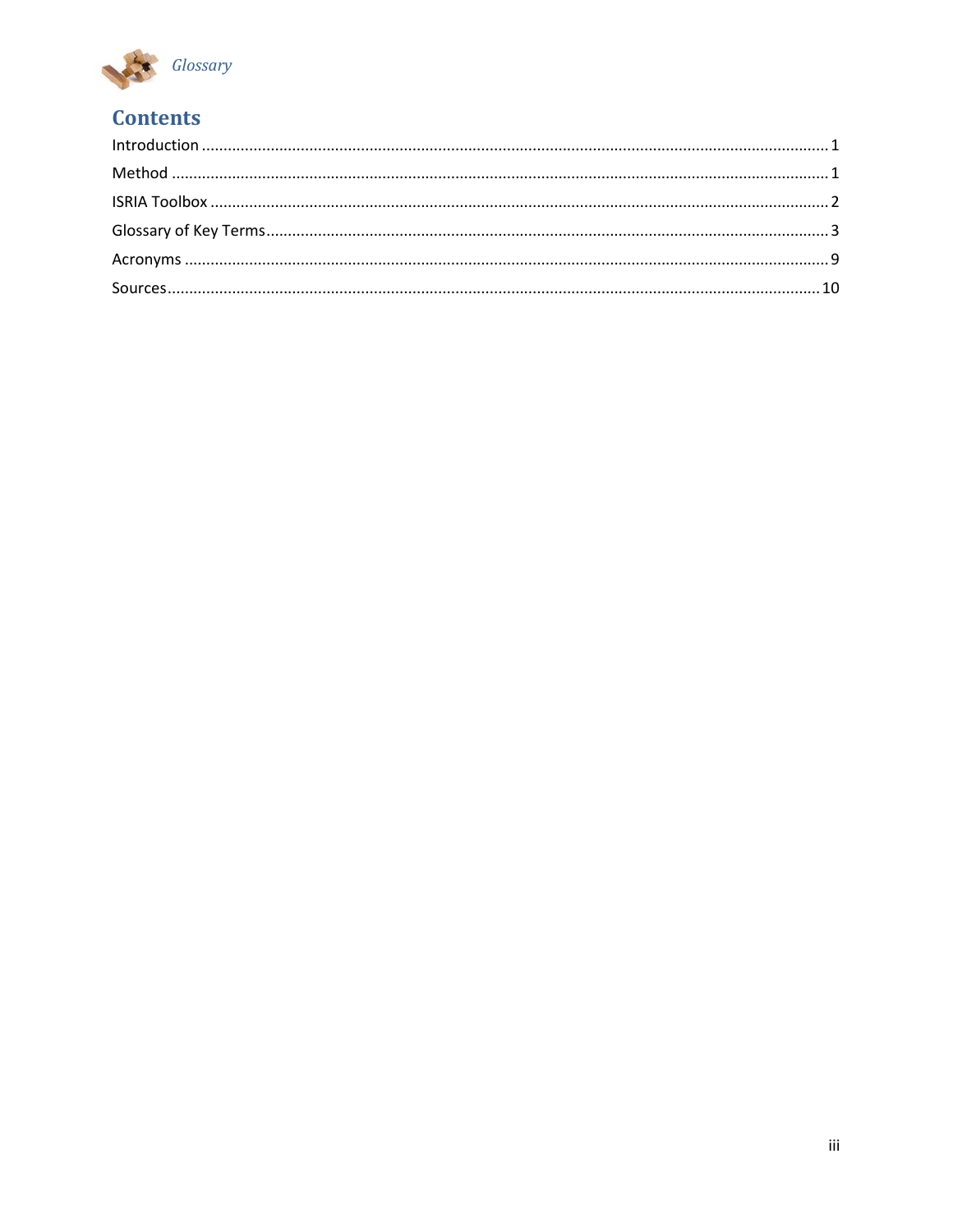## Contents

Introduction ........ 1

Method ........ 1

ISRIA Toolbox ........ 2

Glossary of Key Terms ........ 3

Acronyms ........ 9

Sources ........ 10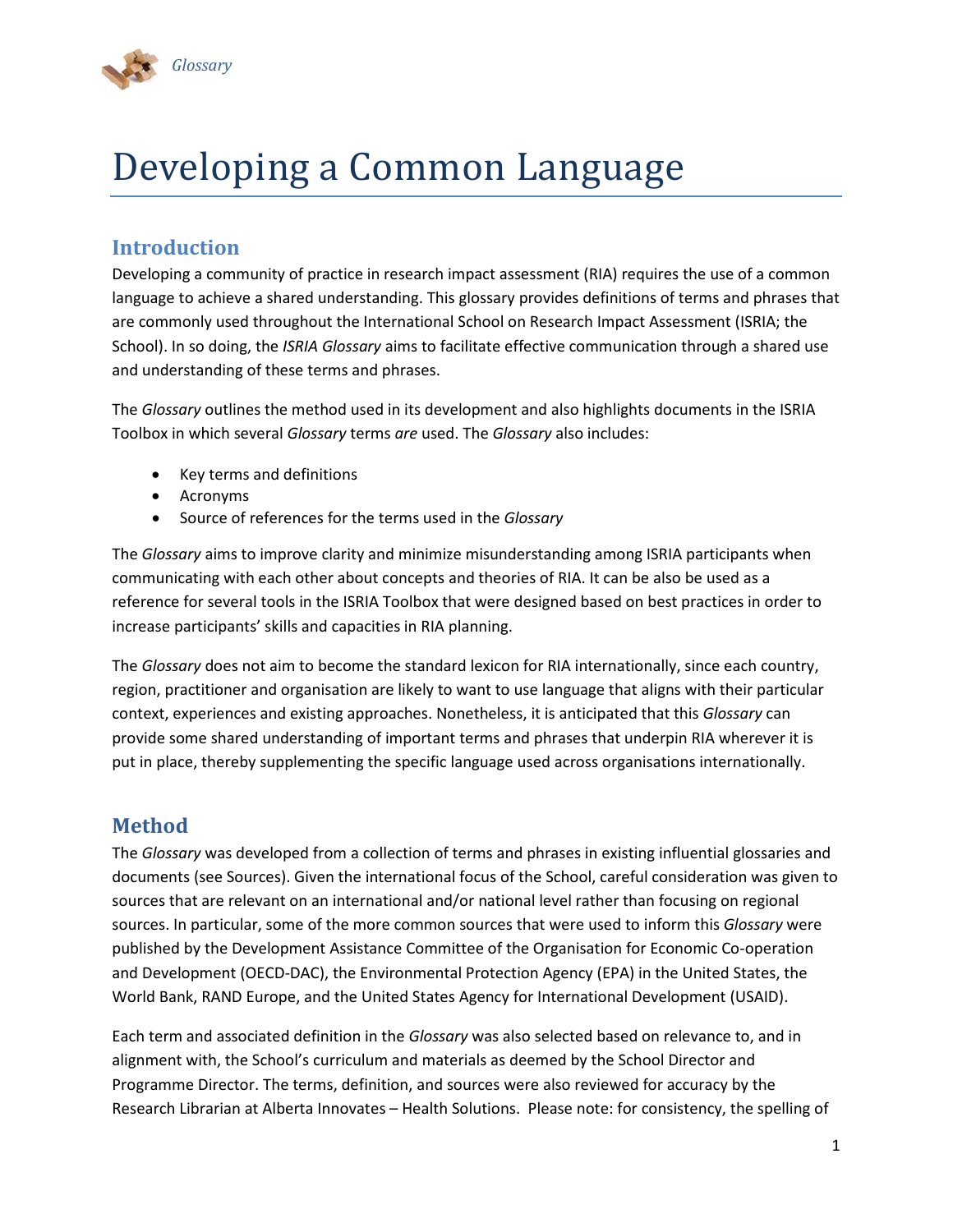# Developing a Common Language

## Introduction

Developing a community of practice in research impact assessment (RIA) requires the use of a common language to achieve a shared understanding. This glossary provides definitions of terms and phrases that are commonly used throughout the International School on Research Impact Assessment (ISRIA; the School). In so doing, the *ISRIA Glossary* aims to facilitate effective communication through a shared use and understanding of these terms and phrases.

The *Glossary* outlines the method used in its development and also highlights documents in the ISRIA Toolbox in which several *Glossary* terms *are* used. The *Glossary* also includes:

- Key terms and definitions
- Acronyms
- Source of references for the terms used in the *Glossary*

The *Glossary* aims to improve clarity and minimize misunderstanding among ISRIA participants when communicating with each other about concepts and theories of RIA. It can be also be used as a reference for several tools in the ISRIA Toolbox that were designed based on best practices in order to increase participants' skills and capacities in RIA planning.

The *Glossary* does not aim to become the standard lexicon for RIA internationally, since each country, region, practitioner and organisation are likely to want to use language that aligns with their particular context, experiences and existing approaches. Nonetheless, it is anticipated that this *Glossary* can provide some shared understanding of important terms and phrases that underpin RIA wherever it is put in place, thereby supplementing the specific language used across organisations internationally.

## Method

The *Glossary* was developed from a collection of terms and phrases in existing influential glossaries and documents (see Sources). Given the international focus of the School, careful consideration was given to sources that are relevant on an international and/or national level rather than focusing on regional sources. In particular, some of the more common sources that were used to inform this *Glossary* were published by the Development Assistance Committee of the Organisation for Economic Co-operation and Development (OECD-DAC), the Environmental Protection Agency (EPA) in the United States, the World Bank, RAND Europe, and the United States Agency for International Development (USAID).

Each term and associated definition in the *Glossary* was also selected based on relevance to, and in alignment with, the School's curriculum and materials as deemed by the School Director and Programme Director. The terms, definition, and sources were also reviewed for accuracy by the Research Librarian at Alberta Innovates – Health Solutions. Please note: for consistency, the spelling of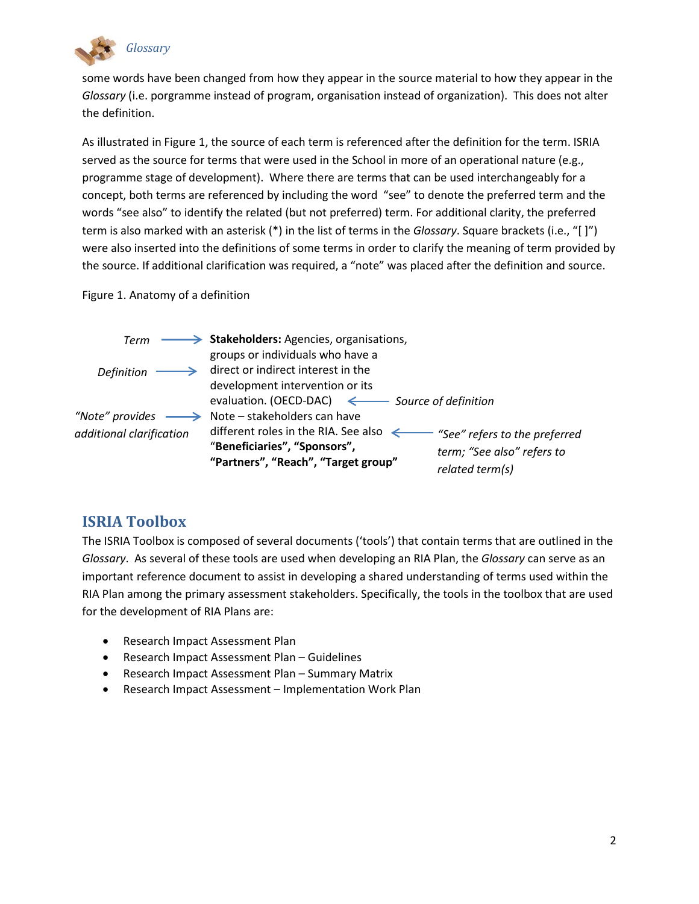some words have been changed from how they appear in the source material to how they appear in the *Glossary* (i.e. porgramme instead of program, organisation instead of organization). This does not alter the definition.

As illustrated in Figure 1, the source of each term is referenced after the definition for the term. ISRIA served as the source for terms that were used in the School in more of an operational nature (e.g., programme stage of development). Where there are terms that can be used interchangeably for a concept, both terms are referenced by including the word "see" to denote the preferred term and the words "see also" to identify the related (but not preferred) term. For additional clarity, the preferred term is also marked with an asterisk (*) in the list of terms in the *Glossary*. Square brackets (i.e., "[ ]") were also inserted into the definitions of some terms in order to clarify the meaning of term provided by the source. If additional clarification was required, a "note" was placed after the definition and source.

Figure 1. Anatomy of a definition

*Term* → **Stakeholders:** Agencies, organisations, groups or individuals who have a *Definition* → direct or indirect interest in the development intervention or its evaluation. (OECD-DAC) ← *Source of definition*

*"Note" provides additional clarification* → Note – stakeholders can have different roles in the RIA. See also "**Beneficiaries", "Sponsors", "Partners", "Reach", "Target group"** ← *"See" refers to the preferred term; "See also" refers to related term(s)*

## ISRIA Toolbox

The ISRIA Toolbox is composed of several documents ('tools') that contain terms that are outlined in the *Glossary*. As several of these tools are used when developing an RIA Plan, the *Glossary* can serve as an important reference document to assist in developing a shared understanding of terms used within the RIA Plan among the primary assessment stakeholders. Specifically, the tools in the toolbox that are used for the development of RIA Plans are:

- Research Impact Assessment Plan
- Research Impact Assessment Plan – Guidelines
- Research Impact Assessment Plan – Summary Matrix
- Research Impact Assessment – Implementation Work Plan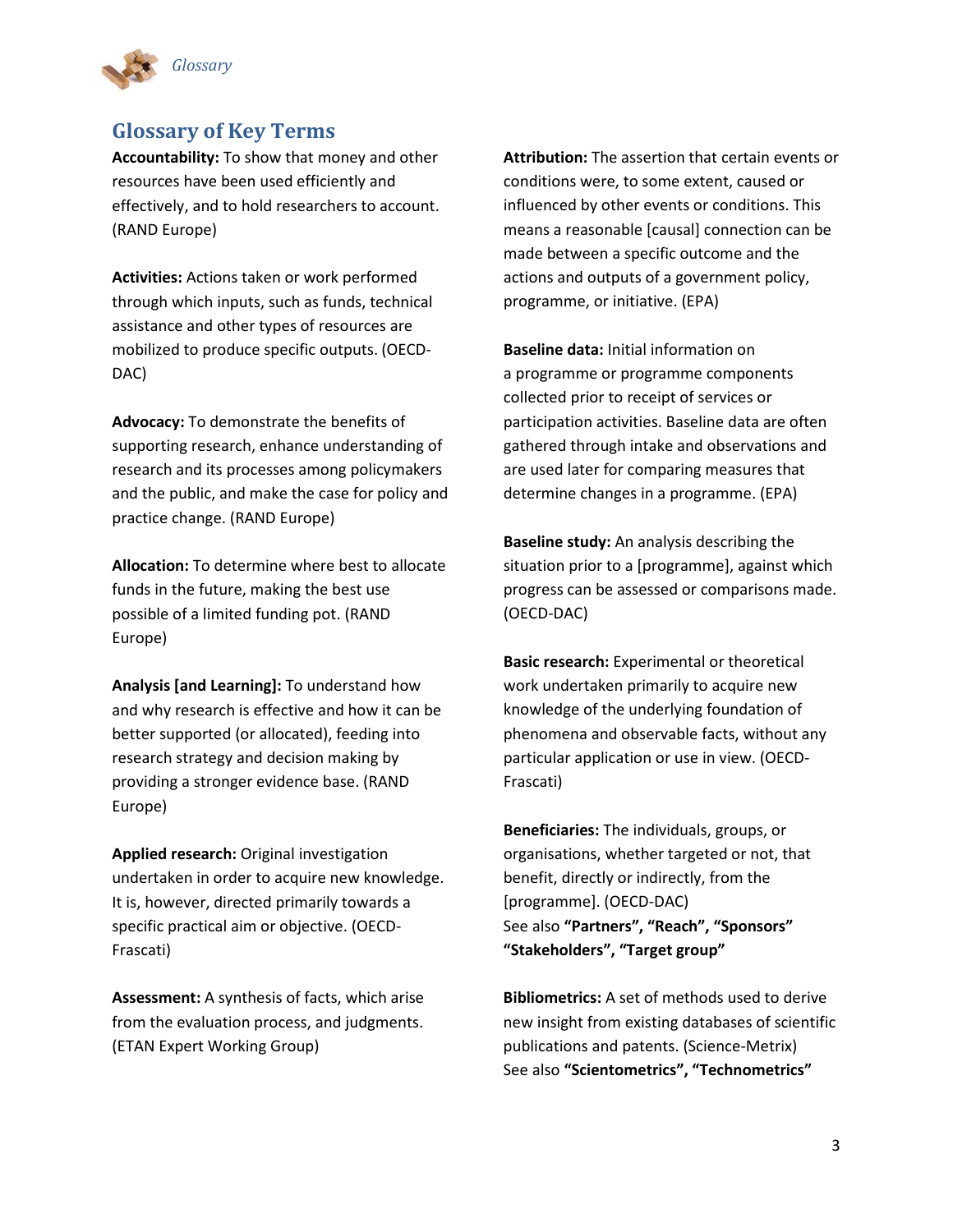## Glossary of Key Terms

**Accountability:** To show that money and other resources have been used efficiently and effectively, and to hold researchers to account. (RAND Europe)

**Activities:** Actions taken or work performed through which inputs, such as funds, technical assistance and other types of resources are mobilized to produce specific outputs. (OECD-DAC)

**Advocacy:** To demonstrate the benefits of supporting research, enhance understanding of research and its processes among policymakers and the public, and make the case for policy and practice change. (RAND Europe)

**Allocation:** To determine where best to allocate funds in the future, making the best use possible of a limited funding pot. (RAND Europe)

**Analysis [and Learning]:** To understand how and why research is effective and how it can be better supported (or allocated), feeding into research strategy and decision making by providing a stronger evidence base. (RAND Europe)

**Applied research:** Original investigation undertaken in order to acquire new knowledge. It is, however, directed primarily towards a specific practical aim or objective. (OECD-Frascati)

**Assessment:** A synthesis of facts, which arise from the evaluation process, and judgments. (ETAN Expert Working Group)

**Attribution:** The assertion that certain events or conditions were, to some extent, caused or influenced by other events or conditions. This means a reasonable [causal] connection can be made between a specific outcome and the actions and outputs of a government policy, programme, or initiative. (EPA)

**Baseline data:** Initial information on a programme or programme components collected prior to receipt of services or participation activities. Baseline data are often gathered through intake and observations and are used later for comparing measures that determine changes in a programme. (EPA)

**Baseline study:** An analysis describing the situation prior to a [programme], against which progress can be assessed or comparisons made. (OECD-DAC)

**Basic research:** Experimental or theoretical work undertaken primarily to acquire new knowledge of the underlying foundation of phenomena and observable facts, without any particular application or use in view. (OECD-Frascati)

**Beneficiaries:** The individuals, groups, or organisations, whether targeted or not, that benefit, directly or indirectly, from the [programme]. (OECD-DAC)
See also **"Partners", "Reach", "Sponsors" "Stakeholders", "Target group"**

**Bibliometrics:** A set of methods used to derive new insight from existing databases of scientific publications and patents. (Science-Metrix)
See also **"Scientometrics", "Technometrics"**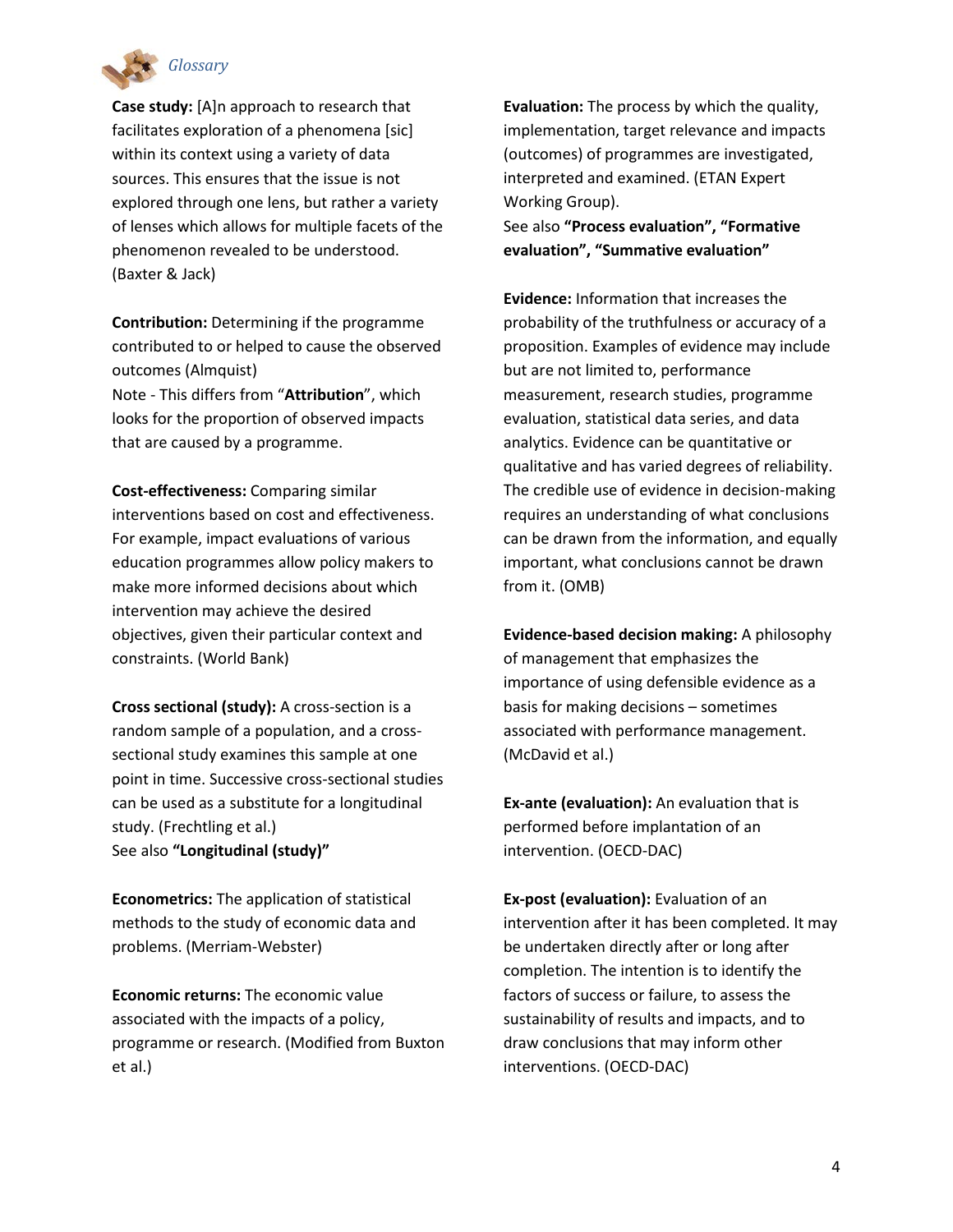**Case study:** [A]n approach to research that facilitates exploration of a phenomena [sic] within its context using a variety of data sources. This ensures that the issue is not explored through one lens, but rather a variety of lenses which allows for multiple facets of the phenomenon revealed to be understood. (Baxter & Jack)

**Contribution:** Determining if the programme contributed to or helped to cause the observed outcomes (Almquist)
Note - This differs from "**Attribution**", which looks for the proportion of observed impacts that are caused by a programme.

**Cost-effectiveness:** Comparing similar interventions based on cost and effectiveness. For example, impact evaluations of various education programmes allow policy makers to make more informed decisions about which intervention may achieve the desired objectives, given their particular context and constraints. (World Bank)

**Cross sectional (study):** A cross-section is a random sample of a population, and a cross-sectional study examines this sample at one point in time. Successive cross-sectional studies can be used as a substitute for a longitudinal study. (Frechtling et al.)
See also **"Longitudinal (study)"**

**Econometrics:** The application of statistical methods to the study of economic data and problems. (Merriam-Webster)

**Economic returns:** The economic value associated with the impacts of a policy, programme or research. (Modified from Buxton et al.)

**Evaluation:** The process by which the quality, implementation, target relevance and impacts (outcomes) of programmes are investigated, interpreted and examined. (ETAN Expert Working Group).
See also **"Process evaluation", "Formative evaluation", "Summative evaluation"**

**Evidence:** Information that increases the probability of the truthfulness or accuracy of a proposition. Examples of evidence may include but are not limited to, performance measurement, research studies, programme evaluation, statistical data series, and data analytics. Evidence can be quantitative or qualitative and has varied degrees of reliability. The credible use of evidence in decision-making requires an understanding of what conclusions can be drawn from the information, and equally important, what conclusions cannot be drawn from it. (OMB)

**Evidence-based decision making:** A philosophy of management that emphasizes the importance of using defensible evidence as a basis for making decisions – sometimes associated with performance management. (McDavid et al.)

**Ex-ante (evaluation):** An evaluation that is performed before implantation of an intervention. (OECD-DAC)

**Ex-post (evaluation):** Evaluation of an intervention after it has been completed. It may be undertaken directly after or long after completion. The intention is to identify the factors of success or failure, to assess the sustainability of results and impacts, and to draw conclusions that may inform other interventions. (OECD-DAC)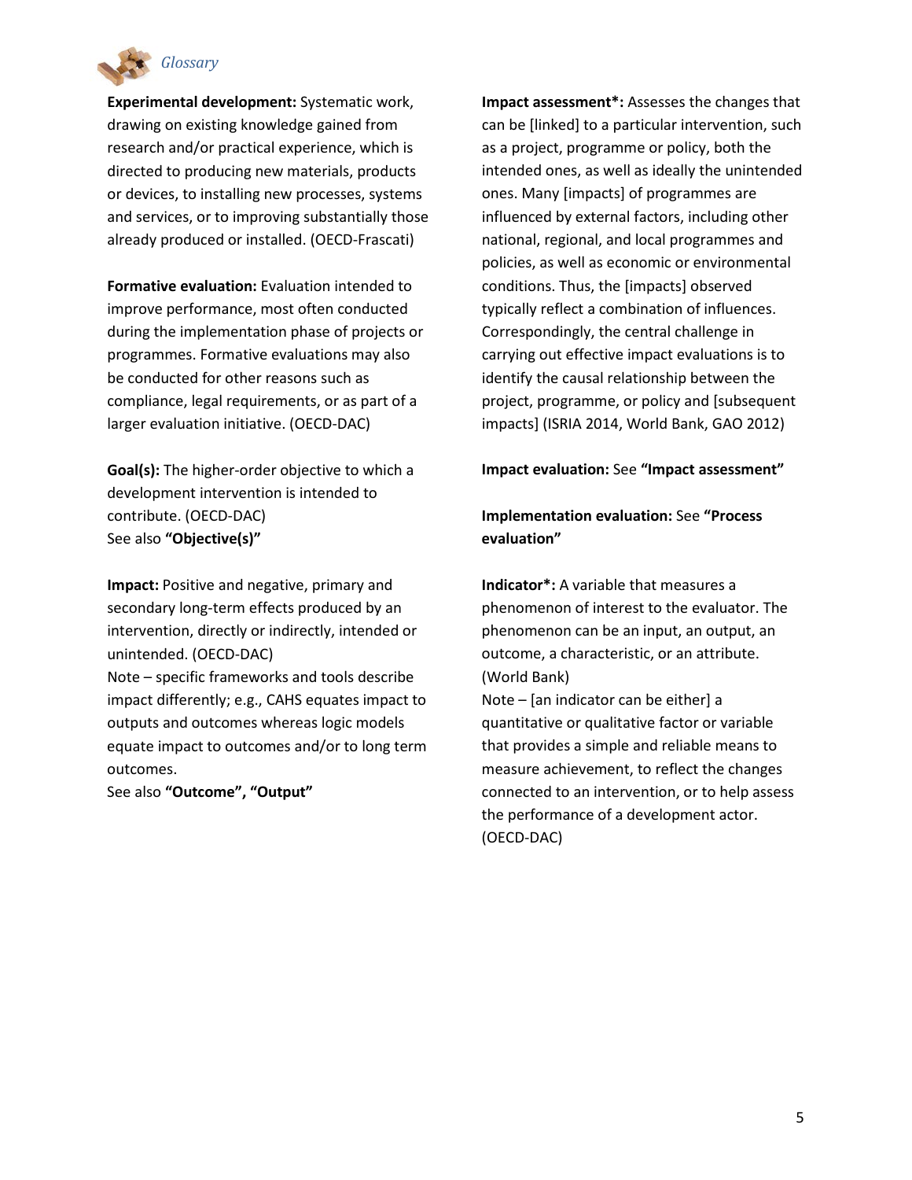**Experimental development:** Systematic work, drawing on existing knowledge gained from research and/or practical experience, which is directed to producing new materials, products or devices, to installing new processes, systems and services, or to improving substantially those already produced or installed. (OECD-Frascati)

**Formative evaluation:** Evaluation intended to improve performance, most often conducted during the implementation phase of projects or programmes. Formative evaluations may also be conducted for other reasons such as compliance, legal requirements, or as part of a larger evaluation initiative. (OECD-DAC)

**Goal(s):** The higher-order objective to which a development intervention is intended to contribute. (OECD-DAC)
See also **"Objective(s)"**

**Impact:** Positive and negative, primary and secondary long-term effects produced by an intervention, directly or indirectly, intended or unintended. (OECD-DAC)
Note – specific frameworks and tools describe impact differently; e.g., CAHS equates impact to outputs and outcomes whereas logic models equate impact to outcomes and/or to long term outcomes.
See also **"Outcome", "Output"**

**Impact assessment*:** Assesses the changes that can be [linked] to a particular intervention, such as a project, programme or policy, both the intended ones, as well as ideally the unintended ones. Many [impacts] of programmes are influenced by external factors, including other national, regional, and local programmes and policies, as well as economic or environmental conditions. Thus, the [impacts] observed typically reflect a combination of influences. Correspondingly, the central challenge in carrying out effective impact evaluations is to identify the causal relationship between the project, programme, or policy and [subsequent impacts] (ISRIA 2014, World Bank, GAO 2012)

**Impact evaluation:** See **"Impact assessment"**

**Implementation evaluation:** See **"Process evaluation"**

**Indicator*:** A variable that measures a phenomenon of interest to the evaluator. The phenomenon can be an input, an output, an outcome, a characteristic, or an attribute. (World Bank)
Note – [an indicator can be either] a quantitative or qualitative factor or variable that provides a simple and reliable means to measure achievement, to reflect the changes connected to an intervention, or to help assess the performance of a development actor. (OECD-DAC)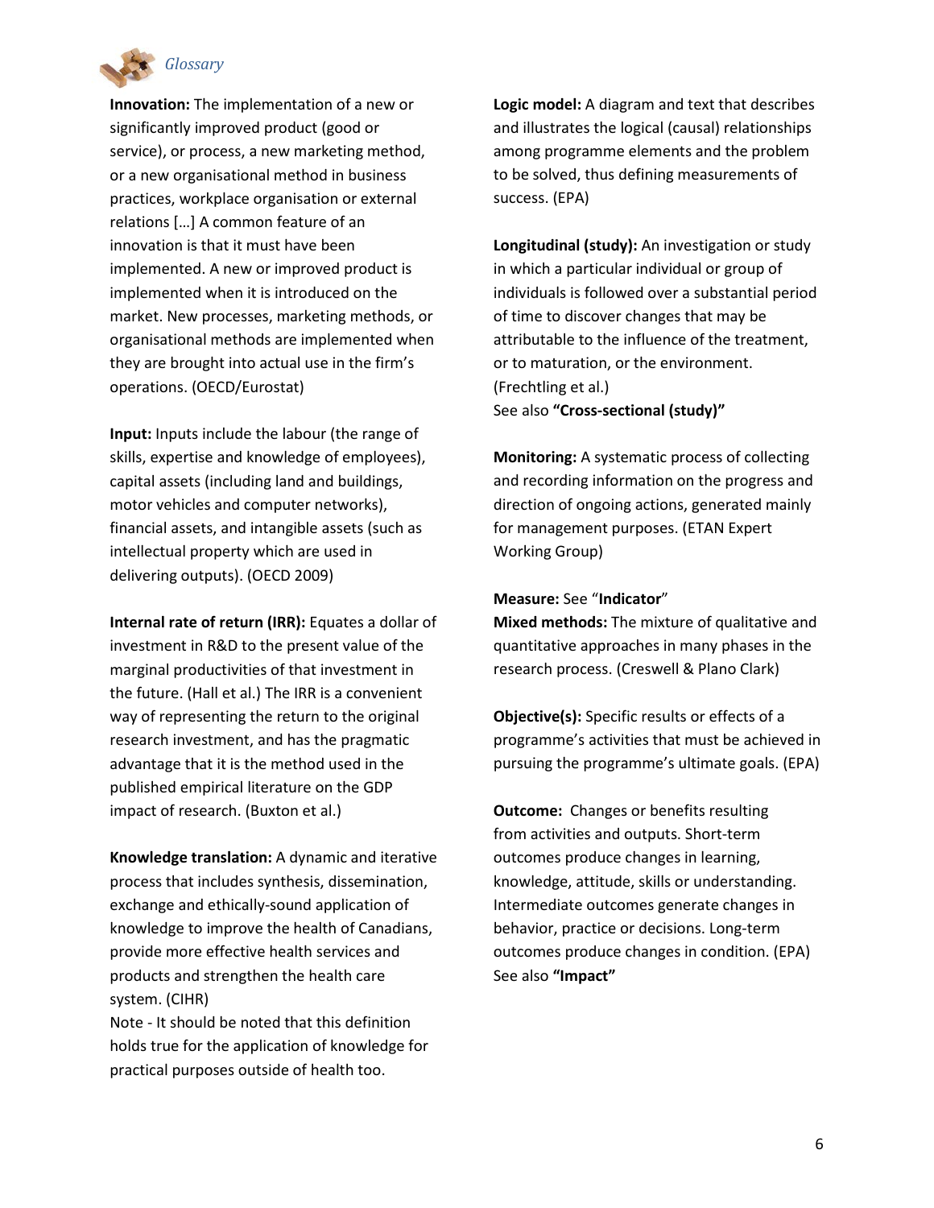**Innovation:** The implementation of a new or significantly improved product (good or service), or process, a new marketing method, or a new organisational method in business practices, workplace organisation or external relations […] A common feature of an innovation is that it must have been implemented. A new or improved product is implemented when it is introduced on the market. New processes, marketing methods, or organisational methods are implemented when they are brought into actual use in the firm's operations. (OECD/Eurostat)

**Input:** Inputs include the labour (the range of skills, expertise and knowledge of employees), capital assets (including land and buildings, motor vehicles and computer networks), financial assets, and intangible assets (such as intellectual property which are used in delivering outputs). (OECD 2009)

**Internal rate of return (IRR):** Equates a dollar of investment in R&D to the present value of the marginal productivities of that investment in the future. (Hall et al.) The IRR is a convenient way of representing the return to the original research investment, and has the pragmatic advantage that it is the method used in the published empirical literature on the GDP impact of research. (Buxton et al.)

**Knowledge translation:** A dynamic and iterative process that includes synthesis, dissemination, exchange and ethically-sound application of knowledge to improve the health of Canadians, provide more effective health services and products and strengthen the health care system. (CIHR)
Note - It should be noted that this definition holds true for the application of knowledge for practical purposes outside of health too.

**Logic model:** A diagram and text that describes and illustrates the logical (causal) relationships among programme elements and the problem to be solved, thus defining measurements of success. (EPA)

**Longitudinal (study):** An investigation or study in which a particular individual or group of individuals is followed over a substantial period of time to discover changes that may be attributable to the influence of the treatment, or to maturation, or the environment. (Frechtling et al.)
See also **"Cross-sectional (study)"**

**Monitoring:** A systematic process of collecting and recording information on the progress and direction of ongoing actions, generated mainly for management purposes. (ETAN Expert Working Group)

**Measure:** See "**Indicator**"

**Mixed methods:** The mixture of qualitative and quantitative approaches in many phases in the research process. (Creswell & Plano Clark)

**Objective(s):** Specific results or effects of a programme's activities that must be achieved in pursuing the programme's ultimate goals. (EPA)

**Outcome:** Changes or benefits resulting from activities and outputs. Short-term outcomes produce changes in learning, knowledge, attitude, skills or understanding. Intermediate outcomes generate changes in behavior, practice or decisions. Long-term outcomes produce changes in condition. (EPA)
See also **"Impact"**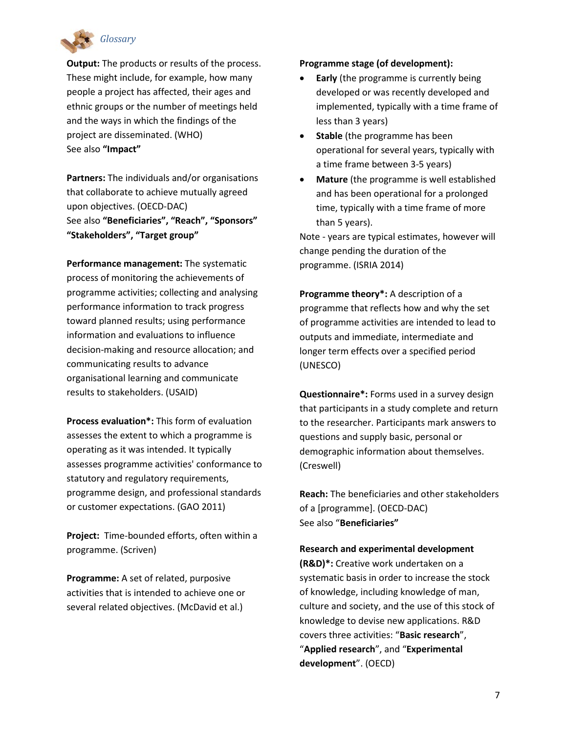**Output:** The products or results of the process. These might include, for example, how many people a project has affected, their ages and ethnic groups or the number of meetings held and the ways in which the findings of the project are disseminated. (WHO)
See also **"Impact"**

**Partners:** The individuals and/or organisations that collaborate to achieve mutually agreed upon objectives. (OECD-DAC)
See also **"Beneficiaries", "Reach", "Sponsors" "Stakeholders", "Target group"**

**Performance management:** The systematic process of monitoring the achievements of programme activities; collecting and analysing performance information to track progress toward planned results; using performance information and evaluations to influence decision-making and resource allocation; and communicating results to advance organisational learning and communicate results to stakeholders. (USAID)

**Process evaluation*:** This form of evaluation assesses the extent to which a programme is operating as it was intended. It typically assesses programme activities' conformance to statutory and regulatory requirements, programme design, and professional standards or customer expectations. (GAO 2011)

**Project:** Time-bounded efforts, often within a programme. (Scriven)

**Programme:** A set of related, purposive activities that is intended to achieve one or several related objectives. (McDavid et al.)

**Programme stage (of development):**

- **Early** (the programme is currently being developed or was recently developed and implemented, typically with a time frame of less than 3 years)
- **Stable** (the programme has been operational for several years, typically with a time frame between 3-5 years)
- **Mature** (the programme is well established and has been operational for a prolonged time, typically with a time frame of more than 5 years).

Note - years are typical estimates, however will change pending the duration of the programme. (ISRIA 2014)

**Programme theory*:** A description of a programme that reflects how and why the set of programme activities are intended to lead to outputs and immediate, intermediate and longer term effects over a specified period (UNESCO)

**Questionnaire*:** Forms used in a survey design that participants in a study complete and return to the researcher. Participants mark answers to questions and supply basic, personal or demographic information about themselves. (Creswell)

**Reach:** The beneficiaries and other stakeholders of a [programme]. (OECD-DAC)
See also "**Beneficiaries"**

**Research and experimental development (R&D)*:** Creative work undertaken on a systematic basis in order to increase the stock of knowledge, including knowledge of man, culture and society, and the use of this stock of knowledge to devise new applications. R&D covers three activities: "**Basic research**", "**Applied research**", and "**Experimental development**". (OECD)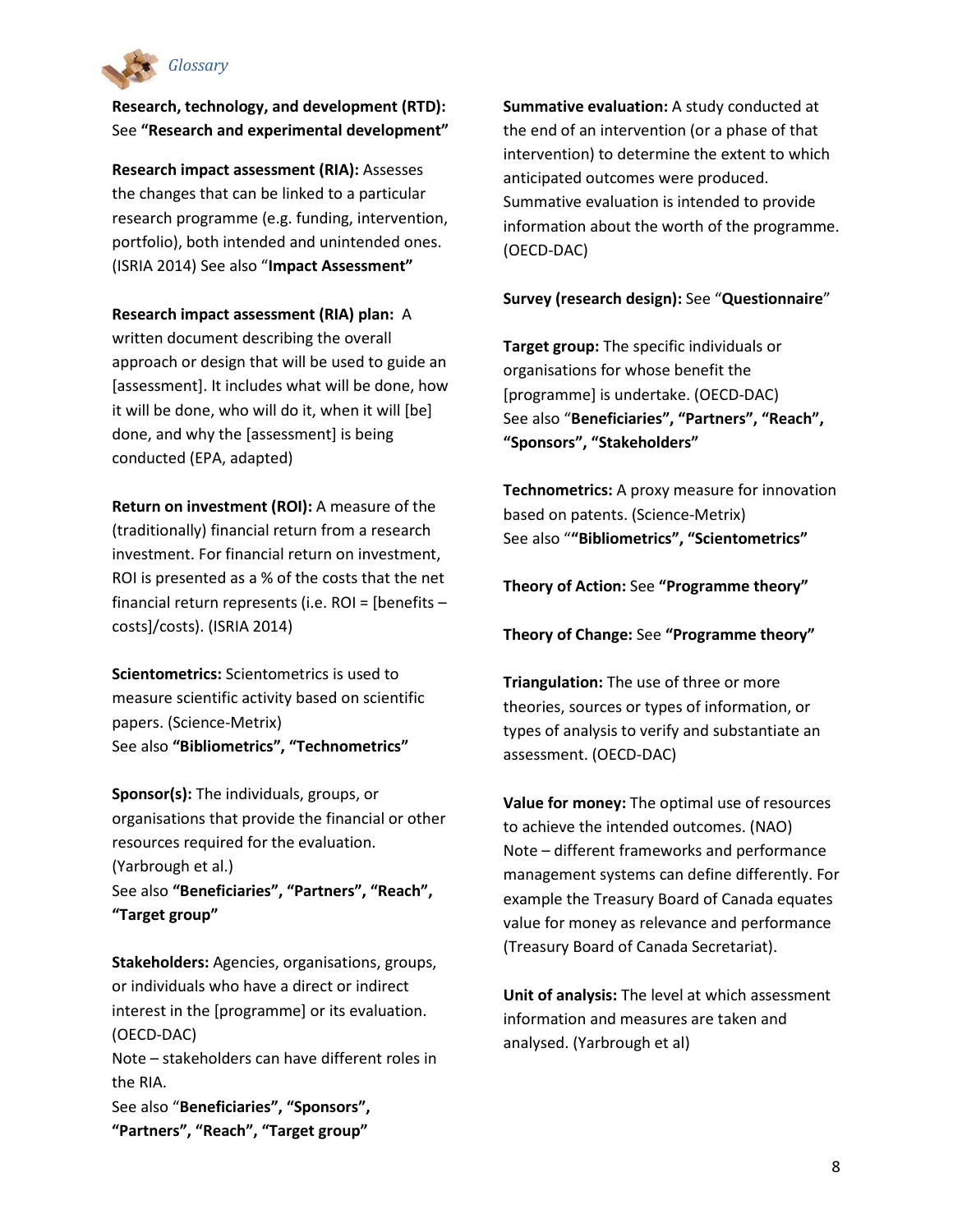**Research, technology, and development (RTD):** See **"Research and experimental development"**

**Research impact assessment (RIA):** Assesses the changes that can be linked to a particular research programme (e.g. funding, intervention, portfolio), both intended and unintended ones. (ISRIA 2014) See also "**Impact Assessment"**

**Research impact assessment (RIA) plan:** A written document describing the overall approach or design that will be used to guide an [assessment]. It includes what will be done, how it will be done, who will do it, when it will [be] done, and why the [assessment] is being conducted (EPA, adapted)

**Return on investment (ROI):** A measure of the (traditionally) financial return from a research investment. For financial return on investment, ROI is presented as a % of the costs that the net financial return represents (i.e. ROI = [benefits – costs]/costs). (ISRIA 2014)

**Scientometrics:** Scientometrics is used to measure scientific activity based on scientific papers. (Science-Metrix)
See also **"Bibliometrics", "Technometrics"**

**Sponsor(s):** The individuals, groups, or organisations that provide the financial or other resources required for the evaluation. (Yarbrough et al.)
See also **"Beneficiaries", "Partners", "Reach", "Target group"**

**Stakeholders:** Agencies, organisations, groups, or individuals who have a direct or indirect interest in the [programme] or its evaluation. (OECD-DAC)
Note – stakeholders can have different roles in the RIA.
See also "**Beneficiaries", "Sponsors", "Partners", "Reach", "Target group"**

**Summative evaluation:** A study conducted at the end of an intervention (or a phase of that intervention) to determine the extent to which anticipated outcomes were produced. Summative evaluation is intended to provide information about the worth of the programme. (OECD-DAC)

**Survey (research design):** See "**Questionnaire**"

**Target group:** The specific individuals or organisations for whose benefit the [programme] is undertake. (OECD-DAC)
See also "**Beneficiaries", "Partners", "Reach", "Sponsors", "Stakeholders"**

**Technometrics:** A proxy measure for innovation based on patents. (Science-Metrix)
See also ""**Bibliometrics", "Scientometrics"**

**Theory of Action:** See **"Programme theory"**

**Theory of Change:** See **"Programme theory"**

**Triangulation:** The use of three or more theories, sources or types of information, or types of analysis to verify and substantiate an assessment. (OECD-DAC)

**Value for money:** The optimal use of resources to achieve the intended outcomes. (NAO)
Note – different frameworks and performance management systems can define differently. For example the Treasury Board of Canada equates value for money as relevance and performance (Treasury Board of Canada Secretariat).

**Unit of analysis:** The level at which assessment information and measures are taken and analysed. (Yarbrough et al)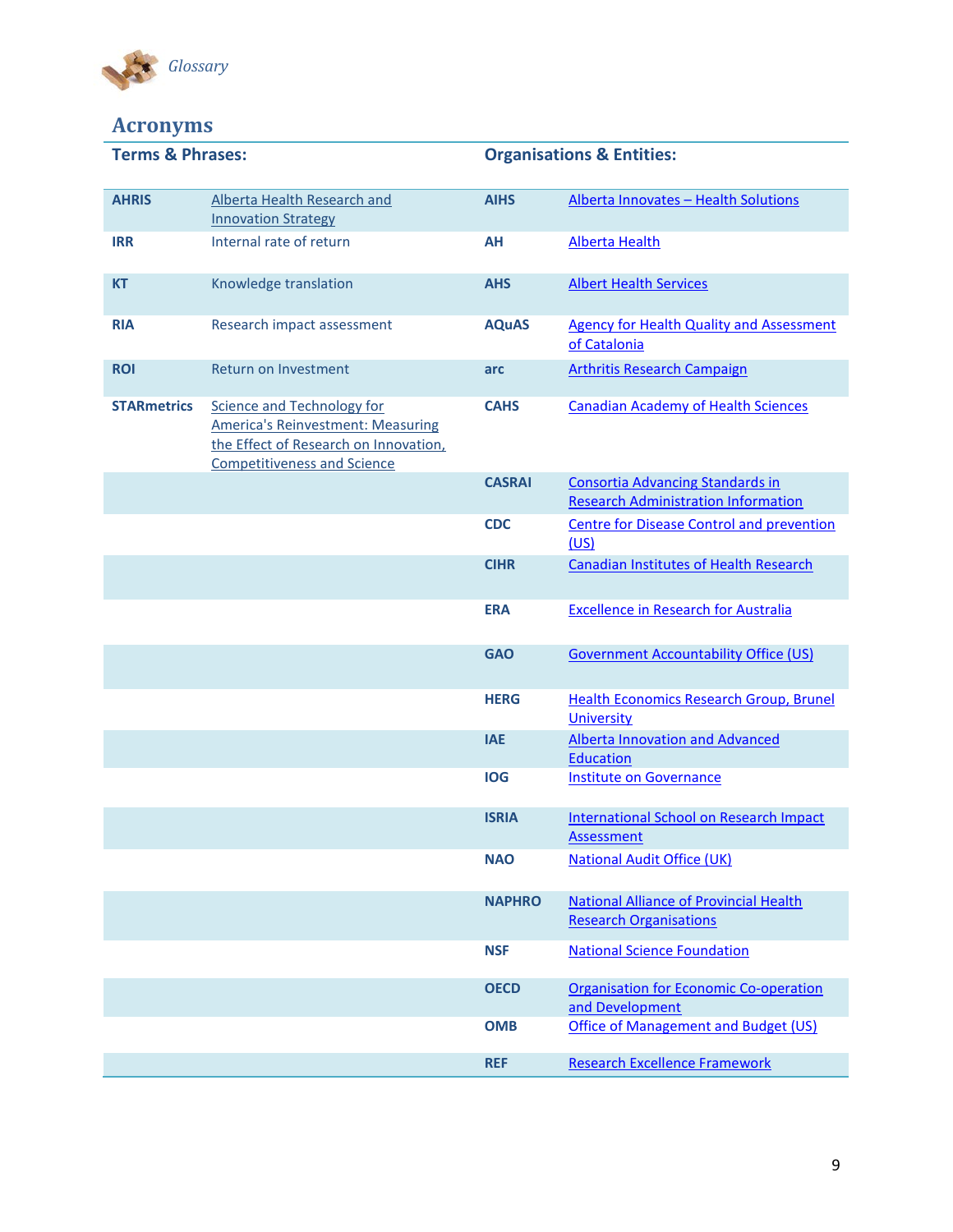## Acronyms

| Terms & Phrases: | | Organisations & Entities: | |
|---|---|---|---|
| **AHRIS** | Alberta Health Research and Innovation Strategy | **AIHS** | Alberta Innovates – Health Solutions |
| **IRR** | Internal rate of return | **AH** | Alberta Health |
| **KT** | Knowledge translation | **AHS** | Albert Health Services |
| **RIA** | Research impact assessment | **AQuAS** | Agency for Health Quality and Assessment of Catalonia |
| **ROI** | Return on Investment | **arc** | Arthritis Research Campaign |
| **STARmetrics** | Science and Technology for America's Reinvestment: Measuring the Effect of Research on Innovation, Competitiveness and Science | **CAHS** | Canadian Academy of Health Sciences |
| | | **CASRAI** | Consortia Advancing Standards in Research Administration Information |
| | | **CDC** | Centre for Disease Control and prevention (US) |
| | | **CIHR** | Canadian Institutes of Health Research |
| | | **ERA** | Excellence in Research for Australia |
| | | **GAO** | Government Accountability Office (US) |
| | | **HERG** | Health Economics Research Group, Brunel University |
| | | **IAE** | Alberta Innovation and Advanced Education |
| | | **IOG** | Institute on Governance |
| | | **ISRIA** | International School on Research Impact Assessment |
| | | **NAO** | National Audit Office (UK) |
| | | **NAPHRO** | National Alliance of Provincial Health Research Organisations |
| | | **NSF** | National Science Foundation |
| | | **OECD** | Organisation for Economic Co-operation and Development |
| | | **OMB** | Office of Management and Budget (US) |
| | | **REF** | Research Excellence Framework |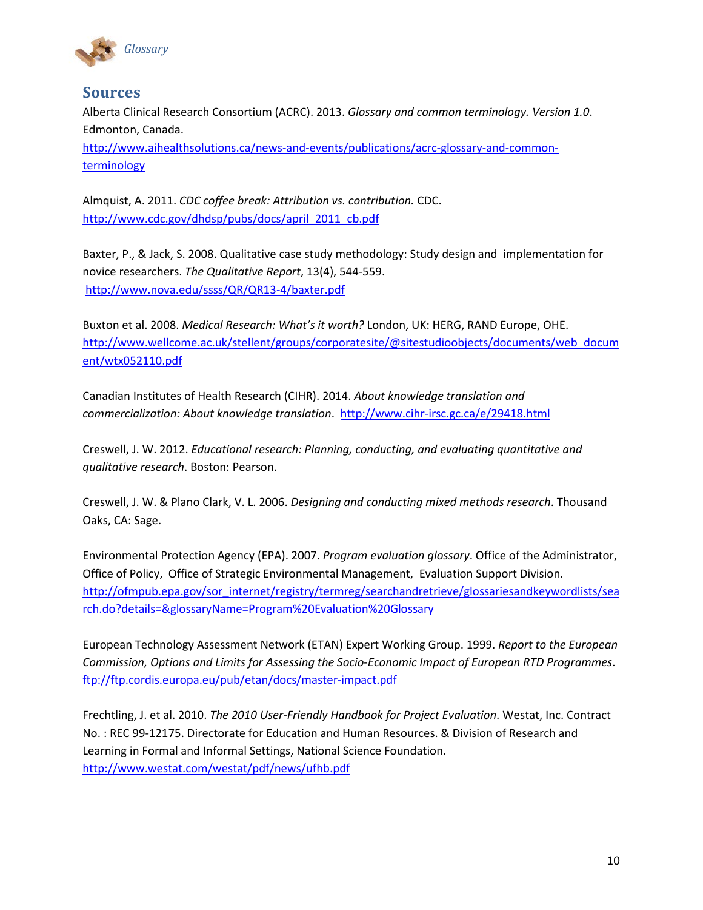## Sources

Alberta Clinical Research Consortium (ACRC). 2013. *Glossary and common terminology. Version 1.0*. Edmonton, Canada.
http://www.aihealthsolutions.ca/news-and-events/publications/acrc-glossary-and-common-terminology

Almquist, A. 2011. *CDC coffee break: Attribution vs. contribution.* CDC.
http://www.cdc.gov/dhdsp/pubs/docs/april_2011_cb.pdf

Baxter, P., & Jack, S. 2008. Qualitative case study methodology: Study design and implementation for novice researchers. *The Qualitative Report*, 13(4), 544-559.
http://www.nova.edu/ssss/QR/QR13-4/baxter.pdf

Buxton et al. 2008. *Medical Research: What's it worth?* London, UK: HERG, RAND Europe, OHE.
http://www.wellcome.ac.uk/stellent/groups/corporatesite/@sitestudioobjects/documents/web_document/wtx052110.pdf

Canadian Institutes of Health Research (CIHR). 2014. *About knowledge translation and commercialization: About knowledge translation*. http://www.cihr-irsc.gc.ca/e/29418.html

Creswell, J. W. 2012. *Educational research: Planning, conducting, and evaluating quantitative and qualitative research*. Boston: Pearson.

Creswell, J. W. & Plano Clark, V. L. 2006. *Designing and conducting mixed methods research*. Thousand Oaks, CA: Sage.

Environmental Protection Agency (EPA). 2007. *Program evaluation glossary*. Office of the Administrator, Office of Policy, Office of Strategic Environmental Management, Evaluation Support Division.
http://ofmpub.epa.gov/sor_internet/registry/termreg/searchandretrieve/glossariesandkeywordlists/search.do?details=&glossaryName=Program%20Evaluation%20Glossary

European Technology Assessment Network (ETAN) Expert Working Group. 1999. *Report to the European Commission, Options and Limits for Assessing the Socio-Economic Impact of European RTD Programmes*.
ftp://ftp.cordis.europa.eu/pub/etan/docs/master-impact.pdf

Frechtling, J. et al. 2010. *The 2010 User-Friendly Handbook for Project Evaluation*. Westat, Inc. Contract No. : REC 99-12175. Directorate for Education and Human Resources. & Division of Research and Learning in Formal and Informal Settings, National Science Foundation.
http://www.westat.com/westat/pdf/news/ufhb.pdf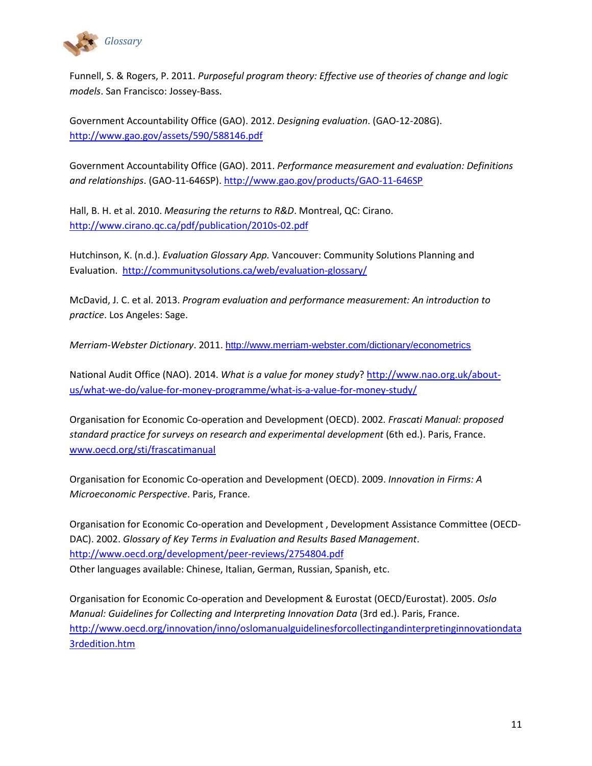Funnell, S. & Rogers, P. 2011. *Purposeful program theory: Effective use of theories of change and logic models*. San Francisco: Jossey-Bass.

Government Accountability Office (GAO). 2012. *Designing evaluation*. (GAO-12-208G). http://www.gao.gov/assets/590/588146.pdf

Government Accountability Office (GAO). 2011. *Performance measurement and evaluation: Definitions and relationships*. (GAO-11-646SP). http://www.gao.gov/products/GAO-11-646SP

Hall, B. H. et al. 2010. *Measuring the returns to R&D*. Montreal, QC: Cirano. http://www.cirano.qc.ca/pdf/publication/2010s-02.pdf

Hutchinson, K. (n.d.). *Evaluation Glossary App.* Vancouver: Community Solutions Planning and Evaluation. http://communitysolutions.ca/web/evaluation-glossary/

McDavid, J. C. et al. 2013. *Program evaluation and performance measurement: An introduction to practice*. Los Angeles: Sage.

*Merriam-Webster Dictionary*. 2011. http://www.merriam-webster.com/dictionary/econometrics

National Audit Office (NAO). 2014. *What is a value for money study*? http://www.nao.org.uk/about-us/what-we-do/value-for-money-programme/what-is-a-value-for-money-study/

Organisation for Economic Co-operation and Development (OECD). 2002. *Frascati Manual: proposed standard practice for surveys on research and experimental development* (6th ed.). Paris, France. www.oecd.org/sti/frascatimanual

Organisation for Economic Co-operation and Development (OECD). 2009. *Innovation in Firms: A Microeconomic Perspective*. Paris, France.

Organisation for Economic Co-operation and Development , Development Assistance Committee (OECD-DAC). 2002. *Glossary of Key Terms in Evaluation and Results Based Management*. http://www.oecd.org/development/peer-reviews/2754804.pdf
Other languages available: Chinese, Italian, German, Russian, Spanish, etc.

Organisation for Economic Co-operation and Development & Eurostat (OECD/Eurostat). 2005. *Oslo Manual: Guidelines for Collecting and Interpreting Innovation Data* (3rd ed.). Paris, France. http://www.oecd.org/innovation/inno/oslomanualguidelinesforcollectingandinterpretinginnovationdata3rdedition.htm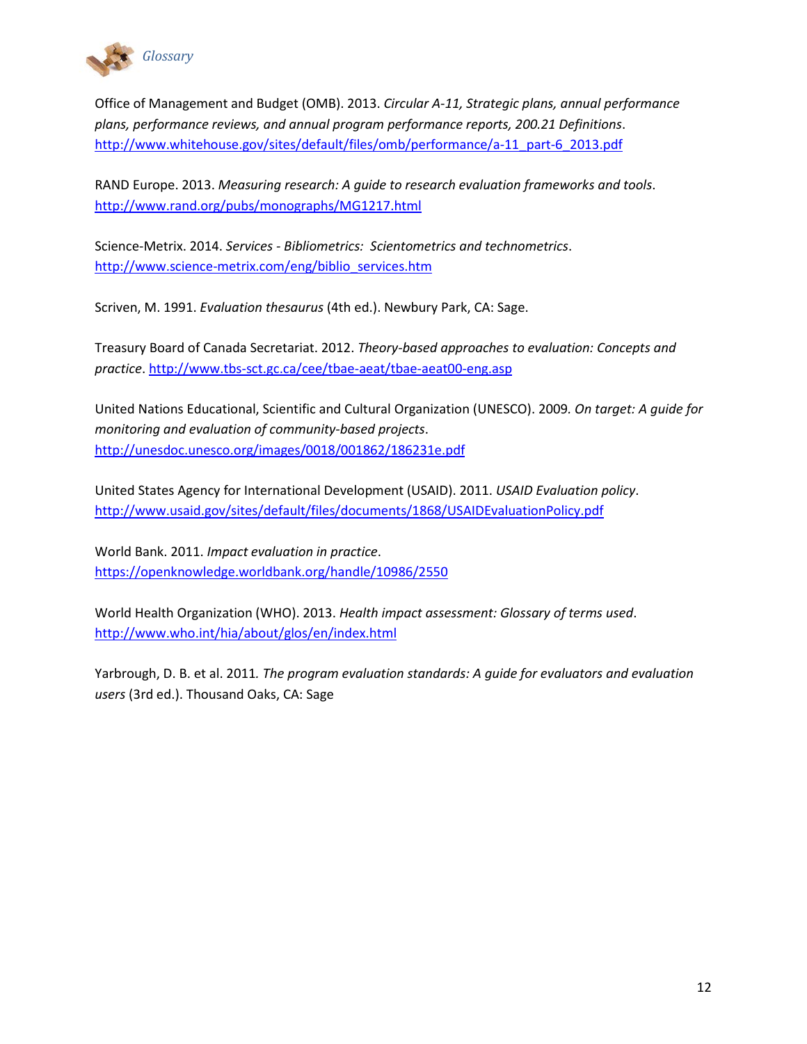Office of Management and Budget (OMB). 2013. *Circular A-11, Strategic plans, annual performance plans, performance reviews, and annual program performance reports, 200.21 Definitions*. http://www.whitehouse.gov/sites/default/files/omb/performance/a-11_part-6_2013.pdf

RAND Europe. 2013. *Measuring research: A guide to research evaluation frameworks and tools*. http://www.rand.org/pubs/monographs/MG1217.html

Science-Metrix. 2014. *Services - Bibliometrics: Scientometrics and technometrics*. http://www.science-metrix.com/eng/biblio_services.htm

Scriven, M. 1991. *Evaluation thesaurus* (4th ed.). Newbury Park, CA: Sage.

Treasury Board of Canada Secretariat. 2012. *Theory-based approaches to evaluation: Concepts and practice*. http://www.tbs-sct.gc.ca/cee/tbae-aeat/tbae-aeat00-eng.asp

United Nations Educational, Scientific and Cultural Organization (UNESCO). 2009. *On target: A guide for monitoring and evaluation of community-based projects*. http://unesdoc.unesco.org/images/0018/001862/186231e.pdf

United States Agency for International Development (USAID). 2011. *USAID Evaluation policy*. http://www.usaid.gov/sites/default/files/documents/1868/USAIDEvaluationPolicy.pdf

World Bank. 2011. *Impact evaluation in practice*. https://openknowledge.worldbank.org/handle/10986/2550

World Health Organization (WHO). 2013. *Health impact assessment: Glossary of terms used*. http://www.who.int/hia/about/glos/en/index.html

Yarbrough, D. B. et al. 2011. *The program evaluation standards: A guide for evaluators and evaluation users* (3rd ed.). Thousand Oaks, CA: Sage